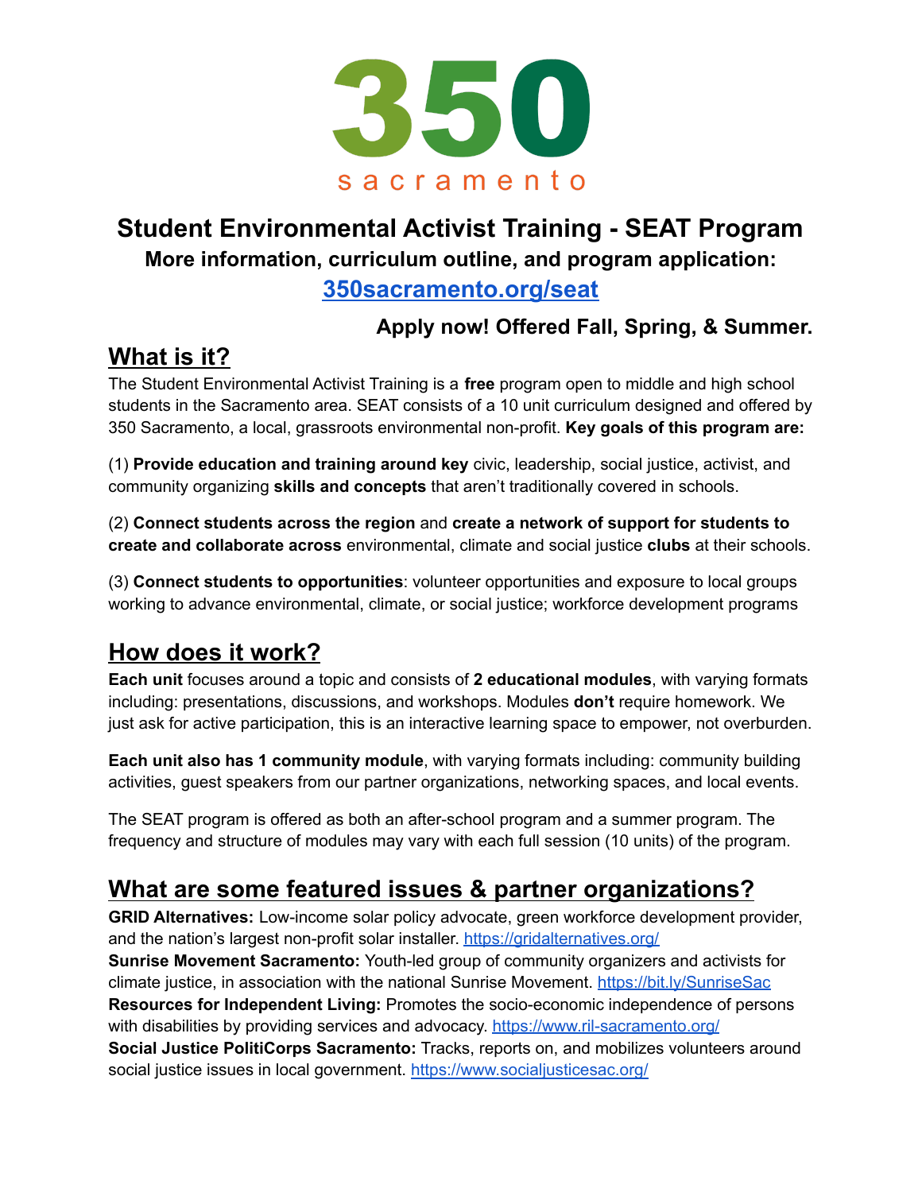# 350 sacramento

## Student Environmental Activist Training - SEAT Program

**More information, curriculum outline, and program application:**

**[350sacramento.org/seat](https://350sacramento.org/seat)**

**Apply now! Offered Fall, Spring, & Summer.**

## What is it?

The Student Environmental Activist Training is a **free** program open to middle and high school students in the Sacramento area. SEAT consists of a 10 unit curriculum designed and offered by 350 Sacramento, a local, grassroots environmental non-profit. **Key goals of this program are:**

(1) **Provide education and training around key** civic, leadership, social justice, activist, and community organizing **skills and concepts** that aren't traditionally covered in schools.

(2) **Connect students across the region** and **create a network of support for students to create and collaborate across** environmental, climate and social justice **clubs** at their schools.

(3) **Connect students to opportunities**: volunteer opportunities and exposure to local groups working to advance environmental, climate, or social justice; workforce development programs

## How does it work?

**Each unit** focuses around a topic and consists of **2 educational modules**, with varying formats including: presentations, discussions, and workshops. Modules **don't** require homework. We just ask for active participation, this is an interactive learning space to empower, not overburden.

**Each unit also has 1 community module**, with varying formats including: community building activities, guest speakers from our partner organizations, networking spaces, and local events.

The SEAT program is offered as both an after-school program and a summer program. The frequency and structure of modules may vary with each full session (10 units) of the program.

## What are some featured issues & partner organizations?

**GRID Alternatives:** Low-income solar policy advocate, green workforce development provider, and the nation's largest non-profit solar installer. https://gridalternatives.org/
**Sunrise Movement Sacramento:** Youth-led group of community organizers and activists for climate justice, in association with the national Sunrise Movement. https://bit.ly/SunriseSac
**Resources for Independent Living:** Promotes the socio-economic independence of persons with disabilities by providing services and advocacy. https://www.ril-sacramento.org/
**Social Justice PolitiCorps Sacramento:** Tracks, reports on, and mobilizes volunteers around social justice issues in local government. https://www.socialjusticesac.org/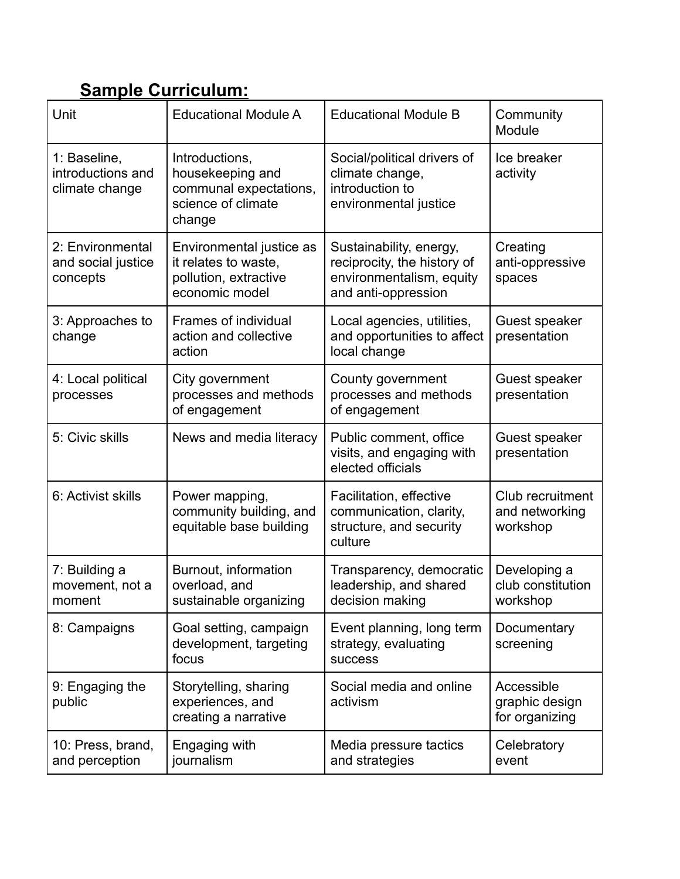## **Sample Curriculum:**

| Unit | Educational Module A | Educational Module B | Community Module |
|---|---|---|---|
| 1: Baseline, introductions and climate change | Introductions, housekeeping and communal expectations, science of climate change | Social/political drivers of climate change, introduction to environmental justice | Ice breaker activity |
| 2: Environmental and social justice concepts | Environmental justice as it relates to waste, pollution, extractive economic model | Sustainability, energy, reciprocity, the history of environmentalism, equity and anti-oppression | Creating anti-oppressive spaces |
| 3: Approaches to change | Frames of individual action and collective action | Local agencies, utilities, and opportunities to affect local change | Guest speaker presentation |
| 4: Local political processes | City government processes and methods of engagement | County government processes and methods of engagement | Guest speaker presentation |
| 5: Civic skills | News and media literacy | Public comment, office visits, and engaging with elected officials | Guest speaker presentation |
| 6: Activist skills | Power mapping, community building, and equitable base building | Facilitation, effective communication, clarity, structure, and security culture | Club recruitment and networking workshop |
| 7: Building a movement, not a moment | Burnout, information overload, and sustainable organizing | Transparency, democratic leadership, and shared decision making | Developing a club constitution workshop |
| 8: Campaigns | Goal setting, campaign development, targeting focus | Event planning, long term strategy, evaluating success | Documentary screening |
| 9: Engaging the public | Storytelling, sharing experiences, and creating a narrative | Social media and online activism | Accessible graphic design for organizing |
| 10: Press, brand, and perception | Engaging with journalism | Media pressure tactics and strategies | Celebratory event |